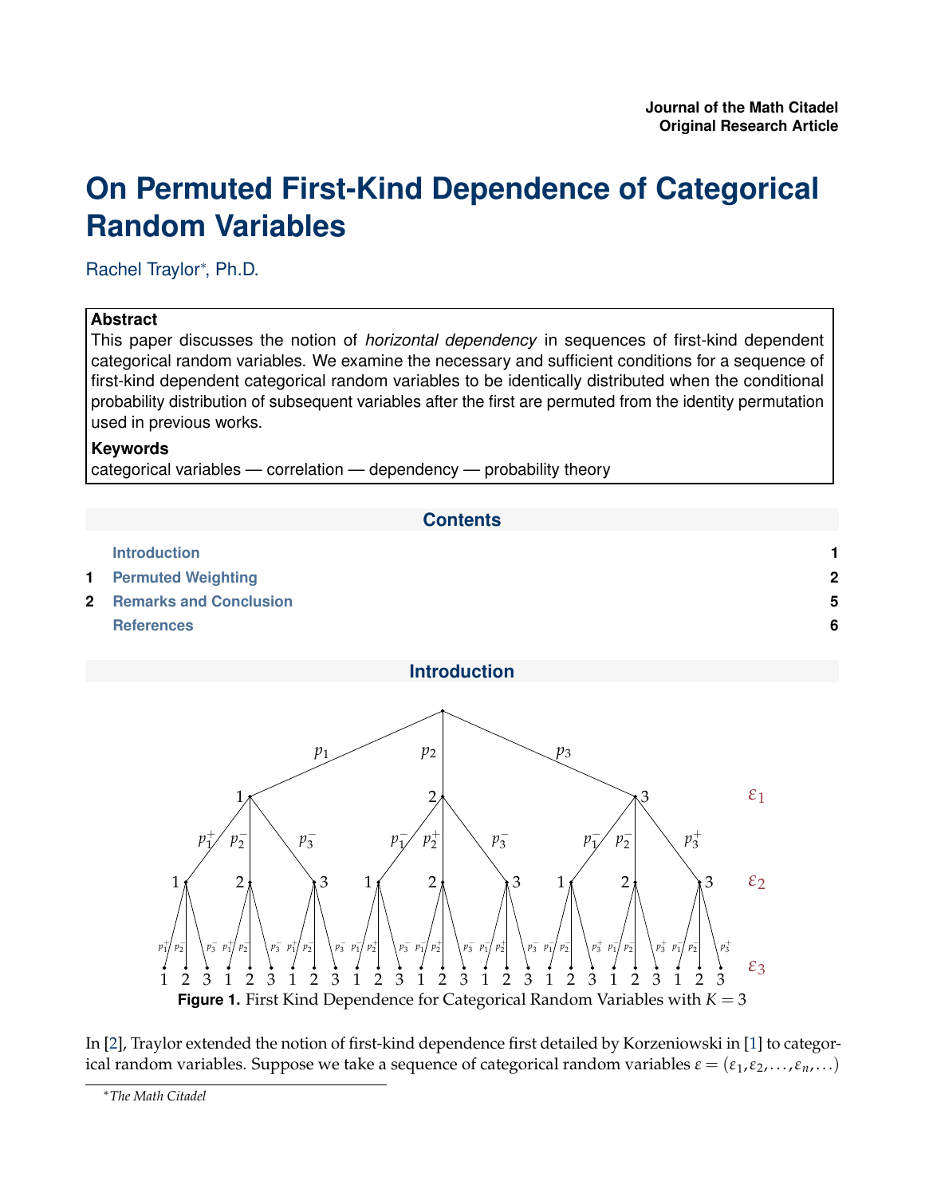Journal of the Math Citadel
Original Research Article

# On Permuted First-Kind Dependence of Categorical Random Variables

Rachel Traylor*, Ph.D.

**Abstract**

This paper discusses the notion of *horizontal dependency* in sequences of first-kind dependent categorical random variables. We examine the necessary and sufficient conditions for a sequence of first-kind dependent categorical random variables to be identically distributed when the conditional probability distribution of subsequent variables after the first are permuted from the identity permutation used in previous works.

**Keywords**

categorical variables — correlation — dependency — probability theory

## Contents

- Introduction — 1
- 1 Permuted Weighting — 2
- 2 Remarks and Conclusion — 5
- References — 6

## Introduction

**Figure 1.** First Kind Dependence for Categorical Random Variables with $K = 3$

In [2], Traylor extended the notion of first-kind dependence first detailed by Korzeniowski in [1] to categorical random variables. Suppose we take a sequence of categorical random variables $\epsilon = (\epsilon_1, \epsilon_2, \ldots, \epsilon_n, \ldots)$

*The Math Citadel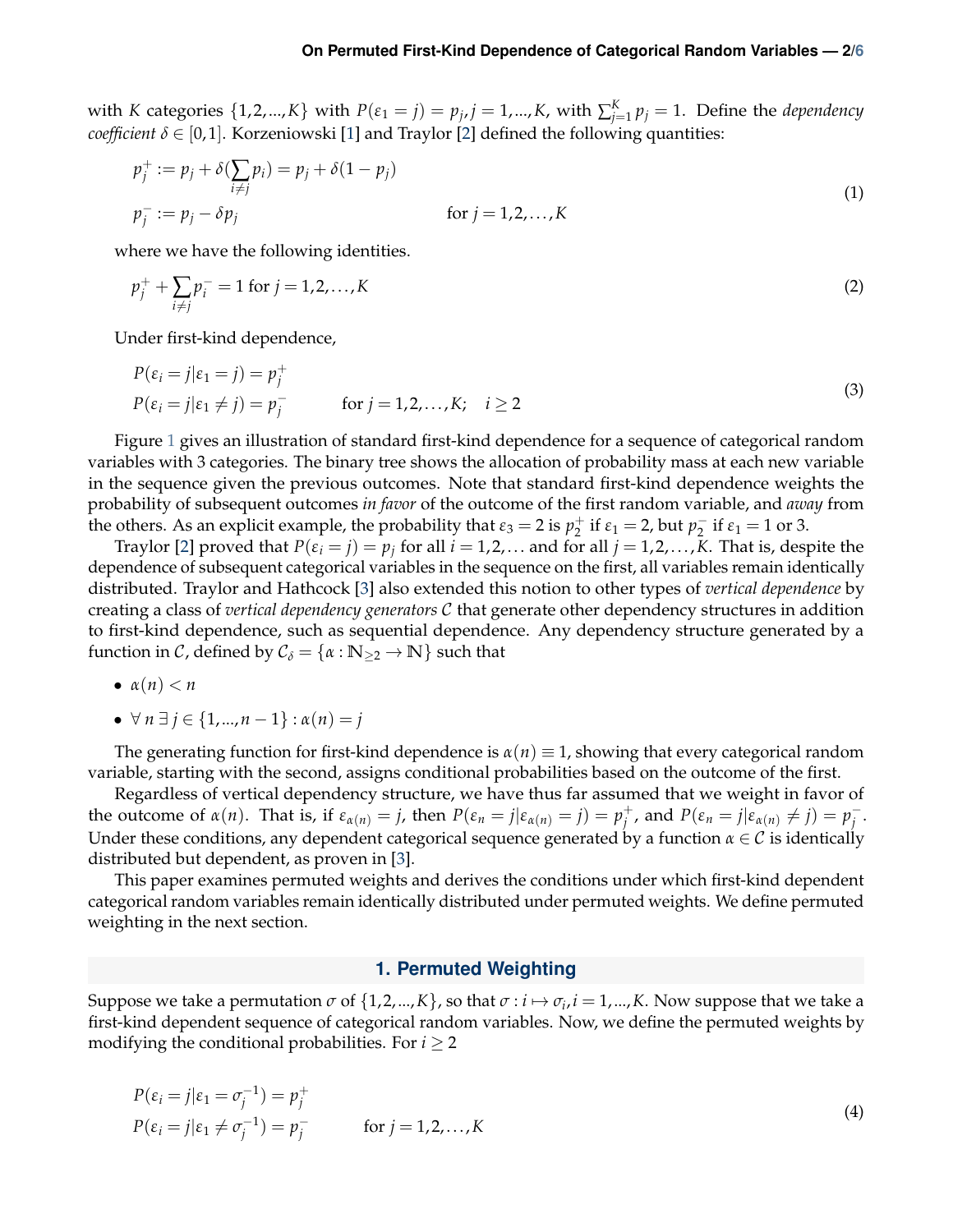with $K$ categories $\{1,2,...,K\}$ with $P(\varepsilon_1 = j) = p_j, j = 1,...,K$, with $\sum_{j=1}^K p_j = 1$. Define the *dependency coefficient* $\delta \in [0,1]$. Korzeniowski [1] and Traylor [2] defined the following quantities:

$$
\begin{aligned}
p_j^+ &:= p_j + \delta(\sum_{i \neq j} p_i) = p_j + \delta(1 - p_j) \\
p_j^- &:= p_j - \delta p_j \qquad\qquad\qquad \text{for } j = 1,2,\ldots,K
\end{aligned}
\tag{1}
$$

where we have the following identities.

$$
p_j^+ + \sum_{i \neq j} p_i^- = 1 \text{ for } j = 1,2,\ldots,K \tag{2}
$$

Under first-kind dependence,

$$
\begin{aligned}
P(\varepsilon_i = j | \varepsilon_1 = j) &= p_j^+ \\
P(\varepsilon_i = j | \varepsilon_1 \neq j) &= p_j^- \qquad \text{for } j = 1,2,\ldots,K; \quad i \geq 2
\end{aligned}
\tag{3}
$$

Figure 1 gives an illustration of standard first-kind dependence for a sequence of categorical random variables with 3 categories. The binary tree shows the allocation of probability mass at each new variable in the sequence given the previous outcomes. Note that standard first-kind dependence weights the probability of subsequent outcomes *in favor* of the outcome of the first random variable, and *away* from the others. As an explicit example, the probability that $\varepsilon_3 = 2$ is $p_2^+$ if $\varepsilon_1 = 2$, but $p_2^-$ if $\varepsilon_1 = 1$ or 3.

Traylor [2] proved that $P(\varepsilon_i = j) = p_j$ for all $i = 1,2,\ldots$ and for all $j = 1,2,\ldots,K$. That is, despite the dependence of subsequent categorical variables in the sequence on the first, all variables remain identically distributed. Traylor and Hathcock [3] also extended this notion to other types of *vertical dependence* by creating a class of *vertical dependency generators* $\mathcal{C}$ that generate other dependency structures in addition to first-kind dependence, such as sequential dependence. Any dependency structure generated by a function in $\mathcal{C}$, defined by $\mathcal{C}_\delta = \{\alpha : \mathbb{N}_{\geq 2} \to \mathbb{N}\}$ such that

- $\alpha(n) < n$
- $\forall\, n\, \exists\, j \in \{1,...,n-1\} : \alpha(n) = j$

The generating function for first-kind dependence is $\alpha(n) \equiv 1$, showing that every categorical random variable, starting with the second, assigns conditional probabilities based on the outcome of the first.

Regardless of vertical dependency structure, we have thus far assumed that we weight in favor of the outcome of $\alpha(n)$. That is, if $\varepsilon_{\alpha(n)} = j$, then $P(\varepsilon_n = j | \varepsilon_{\alpha(n)} = j) = p_j^+$, and $P(\varepsilon_n = j | \varepsilon_{\alpha(n)} \neq j) = p_j^-$. Under these conditions, any dependent categorical sequence generated by a function $\alpha \in \mathcal{C}$ is identically distributed but dependent, as proven in [3].

This paper examines permuted weights and derives the conditions under which first-kind dependent categorical random variables remain identically distributed under permuted weights. We define permuted weighting in the next section.

## 1. Permuted Weighting

Suppose we take a permutation $\sigma$ of $\{1,2,...,K\}$, so that $\sigma : i \mapsto \sigma_i, i = 1,...,K$. Now suppose that we take a first-kind dependent sequence of categorical random variables. Now, we define the permuted weights by modifying the conditional probabilities. For $i \geq 2$

$$
\begin{aligned}
P(\varepsilon_i = j | \varepsilon_1 = \sigma_j^{-1}) &= p_j^+ \\
P(\varepsilon_i = j | \varepsilon_1 \neq \sigma_j^{-1}) &= p_j^- \qquad \text{for } j = 1,2,\ldots,K
\end{aligned}
\tag{4}
$$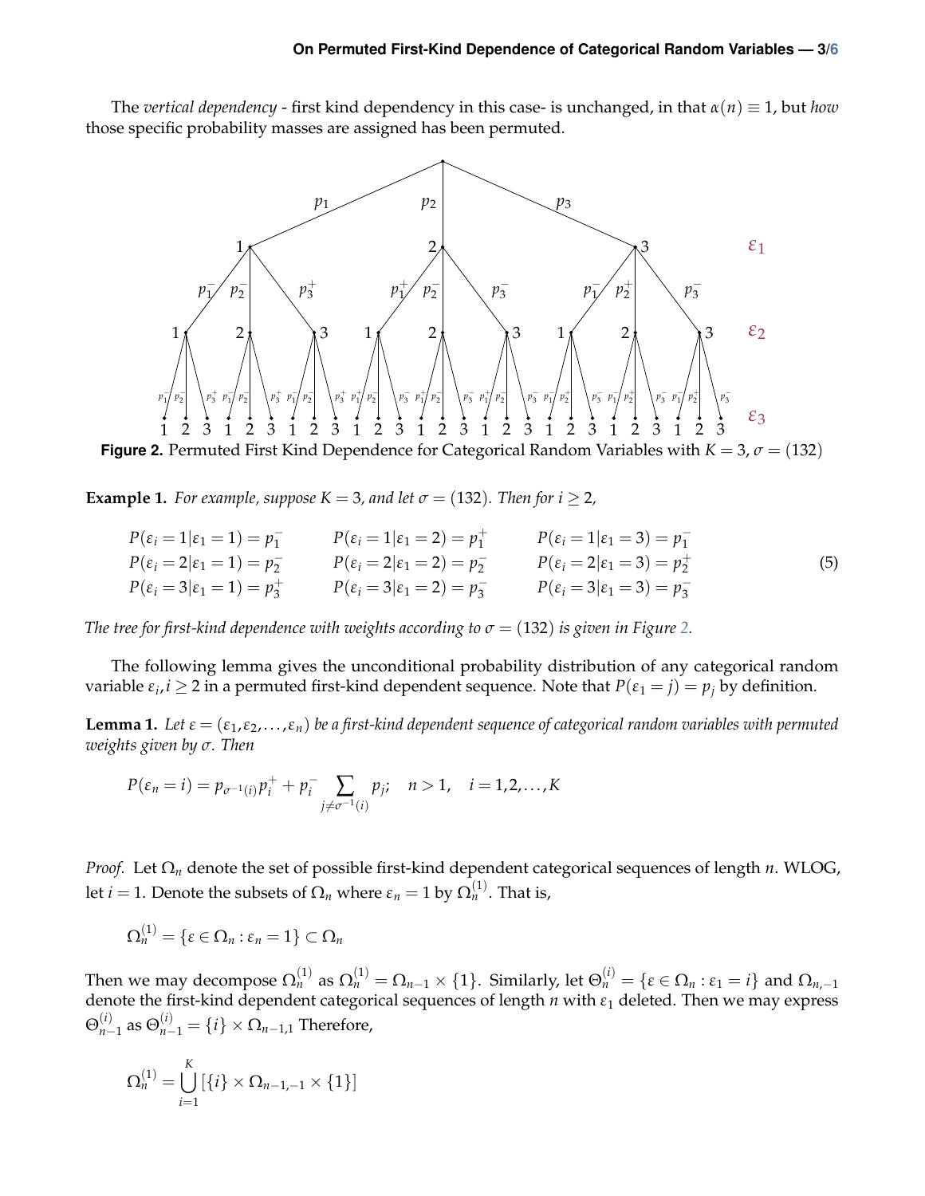The *vertical dependency* - first kind dependency in this case- is unchanged, in that $\alpha(n) \equiv 1$, but *how* those specific probability masses are assigned has been permuted.

**Figure 2.** Permuted First Kind Dependence for Categorical Random Variables with $K = 3$, $\sigma = (132)$

**Example 1.** *For example, suppose $K = 3$, and let $\sigma = (132)$. Then for $i \geq 2$,*

$$
\begin{array}{lll}
P(\varepsilon_i = 1|\varepsilon_1 = 1) = p_1^- & P(\varepsilon_i = 1|\varepsilon_1 = 2) = p_1^+ & P(\varepsilon_i = 1|\varepsilon_1 = 3) = p_1^- \\
P(\varepsilon_i = 2|\varepsilon_1 = 1) = p_2^- & P(\varepsilon_i = 2|\varepsilon_1 = 2) = p_2^- & P(\varepsilon_i = 2|\varepsilon_1 = 3) = p_2^+ \\
P(\varepsilon_i = 3|\varepsilon_1 = 1) = p_3^+ & P(\varepsilon_i = 3|\varepsilon_1 = 2) = p_3^- & P(\varepsilon_i = 3|\varepsilon_1 = 3) = p_3^-
\end{array} \tag{5}
$$

*The tree for first-kind dependence with weights according to $\sigma = (132)$ is given in Figure 2.*

The following lemma gives the unconditional probability distribution of any categorical random variable $\varepsilon_i, i \geq 2$ in a permuted first-kind dependent sequence. Note that $P(\varepsilon_1 = j) = p_j$ by definition.

**Lemma 1.** *Let $\varepsilon = (\varepsilon_1, \varepsilon_2, \ldots, \varepsilon_n)$ be a first-kind dependent sequence of categorical random variables with permuted weights given by $\sigma$. Then*

$$
P(\varepsilon_n = i) = p_{\sigma^{-1}(i)} p_i^+ + p_i^- \sum_{j \neq \sigma^{-1}(i)} p_j; \quad n > 1, \quad i = 1, 2, \ldots, K
$$

*Proof.* Let $\Omega_n$ denote the set of possible first-kind dependent categorical sequences of length $n$. WLOG, let $i = 1$. Denote the subsets of $\Omega_n$ where $\varepsilon_n = 1$ by $\Omega_n^{(1)}$. That is,

$$
\Omega_n^{(1)} = \{\varepsilon \in \Omega_n : \varepsilon_n = 1\} \subset \Omega_n
$$

Then we may decompose $\Omega_n^{(1)}$ as $\Omega_n^{(1)} = \Omega_{n-1} \times \{1\}$. Similarly, let $\Theta_n^{(i)} = \{\varepsilon \in \Omega_n : \varepsilon_1 = i\}$ and $\Omega_{n,-1}$ denote the first-kind dependent categorical sequences of length $n$ with $\varepsilon_1$ deleted. Then we may express $\Theta_{n-1}^{(i)}$ as $\Theta_{n-1}^{(i)} = \{i\} \times \Omega_{n-1,1}$ Therefore,

$$
\Omega_n^{(1)} = \bigcup_{i=1}^{K} \left[\{i\} \times \Omega_{n-1,-1} \times \{1\}\right]
$$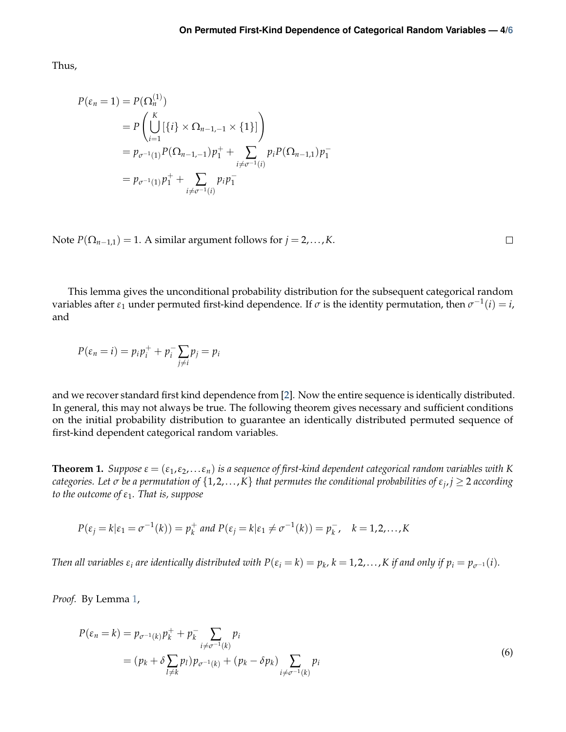Thus,

$$
\begin{aligned}
P(\varepsilon_n = 1) &= P(\Omega_n^{(1)}) \\
&= P\left(\bigcup_{i=1}^{K} [\{i\} \times \Omega_{n-1,-1} \times \{1\}]\right) \\
&= p_{\sigma^{-1}(1)} P(\Omega_{n-1,-1}) p_1^+ + \sum_{i \neq \sigma^{-1}(i)} p_i P(\Omega_{n-1,1}) p_1^- \\
&= p_{\sigma^{-1}(1)} p_1^+ + \sum_{i \neq \sigma^{-1}(i)} p_i p_1^-
\end{aligned}
$$

Note $P(\Omega_{n-1,1}) = 1$. A similar argument follows for $j = 2, \ldots, K$. □

This lemma gives the unconditional probability distribution for the subsequent categorical random variables after $\varepsilon_1$ under permuted first-kind dependence. If $\sigma$ is the identity permutation, then $\sigma^{-1}(i) = i$, and

$$
P(\varepsilon_n = i) = p_i p_i^+ + p_i^- \sum_{j \neq i} p_j = p_i
$$

and we recover standard first kind dependence from [2]. Now the entire sequence is identically distributed. In general, this may not always be true. The following theorem gives necessary and sufficient conditions on the initial probability distribution to guarantee an identically distributed permuted sequence of first-kind dependent categorical random variables.

**Theorem 1.** *Suppose $\varepsilon = (\varepsilon_1, \varepsilon_2, \ldots \varepsilon_n)$ is a sequence of first-kind dependent categorical random variables with $K$ categories. Let $\sigma$ be a permutation of $\{1, 2, \ldots, K\}$ that permutes the conditional probabilities of $\varepsilon_j, j \geq 2$ according to the outcome of $\varepsilon_1$. That is, suppose*

$$
P(\varepsilon_j = k | \varepsilon_1 = \sigma^{-1}(k)) = p_k^+ \text{ and } P(\varepsilon_j = k | \varepsilon_1 \neq \sigma^{-1}(k)) = p_k^-, \quad k = 1, 2, \ldots, K
$$

*Then all variables $\varepsilon_i$ are identically distributed with $P(\varepsilon_i = k) = p_k$, $k = 1, 2, \ldots, K$ if and only if $p_i = p_{\sigma^{-1}}(i)$.*

*Proof.* By Lemma 1,

$$
\begin{aligned}
P(\varepsilon_n = k) &= p_{\sigma^{-1}(k)} p_k^+ + p_k^- \sum_{i \neq \sigma^{-1}(k)} p_i \\
&= (p_k + \delta \sum_{l \neq k} p_l) p_{\sigma^{-1}(k)} + (p_k - \delta p_k) \sum_{i \neq \sigma^{-1}(k)} p_i
\end{aligned} \tag{6}
$$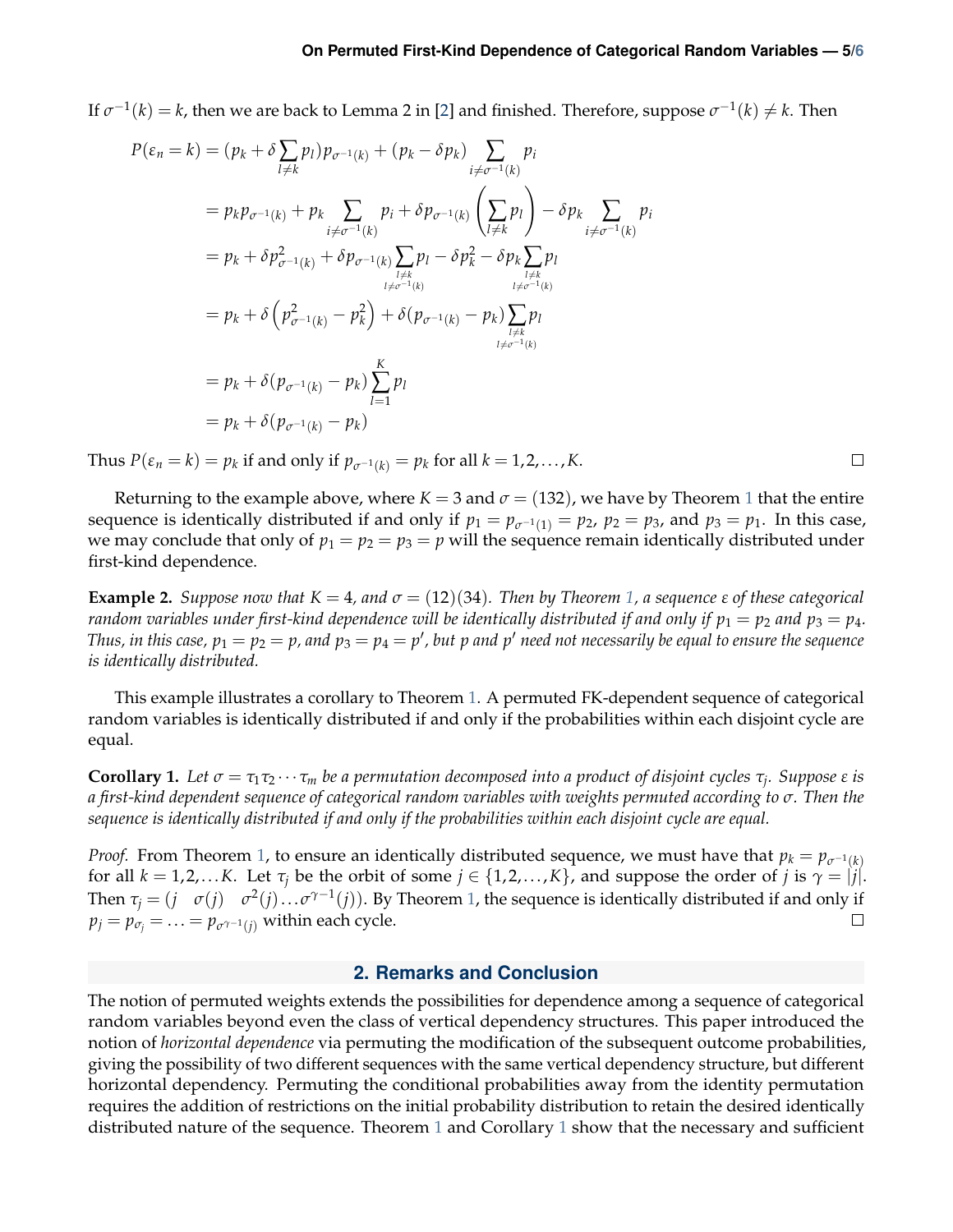If $\sigma^{-1}(k) = k$, then we are back to Lemma 2 in [2] and finished. Therefore, suppose $\sigma^{-1}(k) \neq k$. Then

$$
\begin{aligned}
P(\varepsilon_n = k) &= (p_k + \delta \sum_{l \neq k} p_l) p_{\sigma^{-1}(k)} + (p_k - \delta p_k) \sum_{i \neq \sigma^{-1}(k)} p_i \\
&= p_k p_{\sigma^{-1}(k)} + p_k \sum_{i \neq \sigma^{-1}(k)} p_i + \delta p_{\sigma^{-1}(k)} \left( \sum_{l \neq k} p_l \right) - \delta p_k \sum_{i \neq \sigma^{-1}(k)} p_i \\
&= p_k + \delta p_{\sigma^{-1}(k)}^2 + \delta p_{\sigma^{-1}(k)} \sum_{\substack{l \neq k \\ l \neq \sigma^{-1}(k)}} p_l - \delta p_k^2 - \delta p_k \sum_{\substack{l \neq k \\ l \neq \sigma^{-1}(k)}} p_l \\
&= p_k + \delta \left( p_{\sigma^{-1}(k)}^2 - p_k^2 \right) + \delta (p_{\sigma^{-1}(k)} - p_k) \sum_{\substack{l \neq k \\ l \neq \sigma^{-1}(k)}} p_l \\
&= p_k + \delta (p_{\sigma^{-1}(k)} - p_k) \sum_{l=1}^{K} p_l \\
&= p_k + \delta (p_{\sigma^{-1}(k)} - p_k)
\end{aligned}
$$

Thus $P(\varepsilon_n = k) = p_k$ if and only if $p_{\sigma^{-1}(k)} = p_k$ for all $k = 1, 2, \ldots, K$. □

Returning to the example above, where $K = 3$ and $\sigma = (132)$, we have by Theorem 1 that the entire sequence is identically distributed if and only if $p_1 = p_{\sigma^{-1}(1)} = p_2$, $p_2 = p_3$, and $p_3 = p_1$. In this case, we may conclude that only of $p_1 = p_2 = p_3 = p$ will the sequence remain identically distributed under first-kind dependence.

**Example 2.** *Suppose now that $K = 4$, and $\sigma = (12)(34)$. Then by Theorem 1, a sequence $\varepsilon$ of these categorical random variables under first-kind dependence will be identically distributed if and only if $p_1 = p_2$ and $p_3 = p_4$. Thus, in this case, $p_1 = p_2 = p$, and $p_3 = p_4 = p'$, but $p$ and $p'$ need not necessarily be equal to ensure the sequence is identically distributed.*

This example illustrates a corollary to Theorem 1. A permuted FK-dependent sequence of categorical random variables is identically distributed if and only if the probabilities within each disjoint cycle are equal.

**Corollary 1.** *Let $\sigma = \tau_1 \tau_2 \cdots \tau_m$ be a permutation decomposed into a product of disjoint cycles $\tau_j$. Suppose $\varepsilon$ is a first-kind dependent sequence of categorical random variables with weights permuted according to $\sigma$. Then the sequence is identically distributed if and only if the probabilities within each disjoint cycle are equal.*

*Proof.* From Theorem 1, to ensure an identically distributed sequence, we must have that $p_k = p_{\sigma^{-1}(k)}$ for all $k = 1, 2, \ldots K$. Let $\tau_j$ be the orbit of some $j \in \{1, 2, \ldots, K\}$, and suppose the order of $j$ is $\gamma = |j|$. Then $\tau_j = (j \quad \sigma(j) \quad \sigma^2(j) \ldots \sigma^{\gamma-1}(j))$. By Theorem 1, the sequence is identically distributed if and only if $p_j = p_{\sigma_j} = \ldots = p_{\sigma^{\gamma-1}(j)}$ within each cycle. □

## 2. Remarks and Conclusion

The notion of permuted weights extends the possibilities for dependence among a sequence of categorical random variables beyond even the class of vertical dependency structures. This paper introduced the notion of *horizontal dependence* via permuting the modification of the subsequent outcome probabilities, giving the possibility of two different sequences with the same vertical dependency structure, but different horizontal dependency. Permuting the conditional probabilities away from the identity permutation requires the addition of restrictions on the initial probability distribution to retain the desired identically distributed nature of the sequence. Theorem 1 and Corollary 1 show that the necessary and sufficient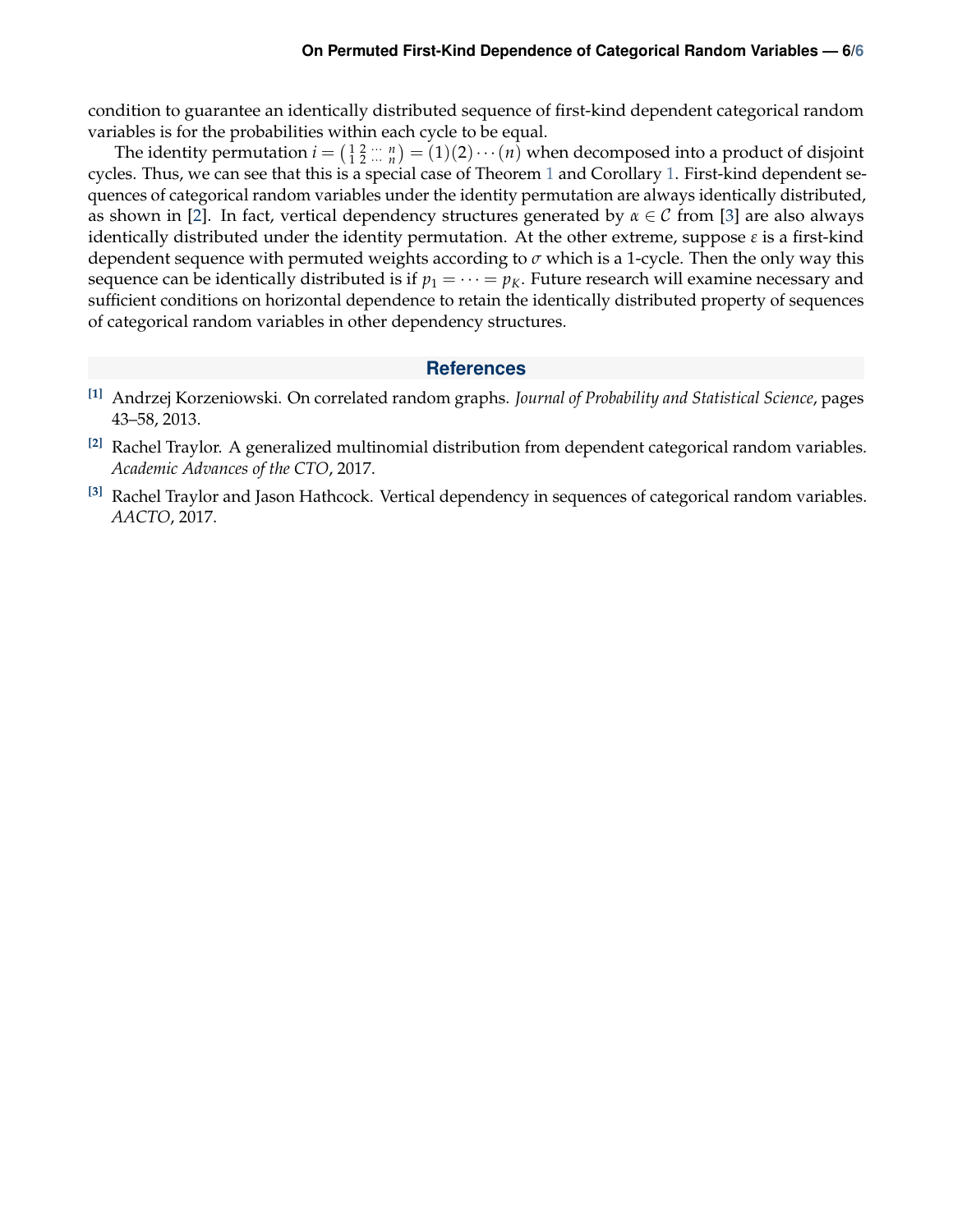condition to guarantee an identically distributed sequence of first-kind dependent categorical random variables is for the probabilities within each cycle to be equal.

The identity permutation $i = \begin{pmatrix} 1 & 2 & \cdots & n \\ 1 & 2 & \cdots & n \end{pmatrix} = (1)(2)\cdots(n)$ when decomposed into a product of disjoint cycles. Thus, we can see that this is a special case of Theorem 1 and Corollary 1. First-kind dependent sequences of categorical random variables under the identity permutation are always identically distributed, as shown in [2]. In fact, vertical dependency structures generated by $\alpha \in \mathcal{C}$ from [3] are also always identically distributed under the identity permutation. At the other extreme, suppose $\epsilon$ is a first-kind dependent sequence with permuted weights according to $\sigma$ which is a 1-cycle. Then the only way this sequence can be identically distributed is if $p_1 = \cdots = p_K$. Future research will examine necessary and sufficient conditions on horizontal dependence to retain the identically distributed property of sequences of categorical random variables in other dependency structures.

## References

[1] Andrzej Korzeniowski. On correlated random graphs. *Journal of Probability and Statistical Science*, pages 43–58, 2013.

[2] Rachel Traylor. A generalized multinomial distribution from dependent categorical random variables. *Academic Advances of the CTO*, 2017.

[3] Rachel Traylor and Jason Hathcock. Vertical dependency in sequences of categorical random variables. *AACTO*, 2017.